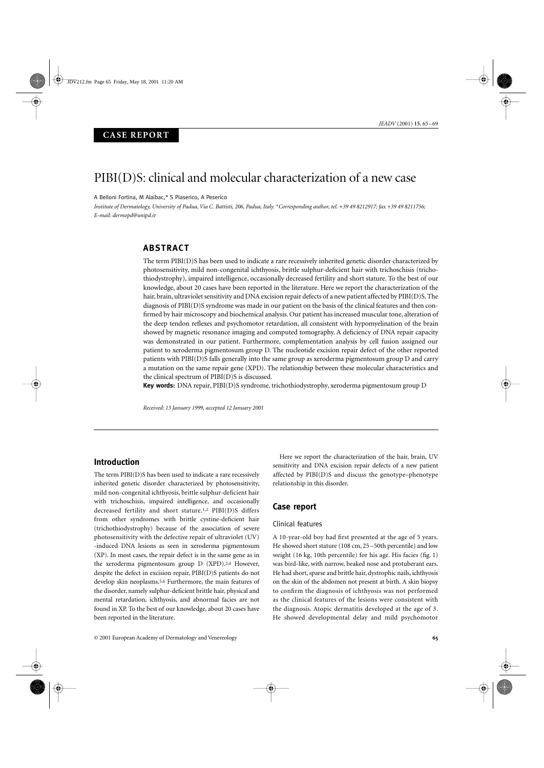**CASE REPORT**

# PIBI(D)S: clinical and molecular characterization of a new case

A Belloni Fortina, M Alaibac,* S Piaserico, A Peserico

*Institute of Dermatology, University of Padua, Via C. Battisti, 206, Padua, Italy. *Corresponding author, tel. +39 49 8212917; fax +39 49 8211756; E-mail: dermopd@unipd.it*

## ABSTRACT

The term PIBI(D)S has been used to indicate a rare recessively inherited genetic disorder characterized by photosensitivity, mild non-congenital ichthyosis, brittle sulphur-deficient hair with trichoschisis (trichothiodystrophy), impaired intelligence, occasionally decreased fertility and short stature. To the best of our knowledge, about 20 cases have been reported in the literature. Here we report the characterization of the hair, brain, ultraviolet sensitivity and DNA excision repair defects of a new patient affected by PIBI(D)S. The diagnosis of PIBI(D)S syndrome was made in our patient on the basis of the clinical features and then confirmed by hair microscopy and biochemical analysis. Our patient has increased muscular tone, alteration of the deep tendon reflexes and psychomotor retardation, all consistent with hypomyelination of the brain showed by magnetic resonance imaging and computed tomography. A deficiency of DNA repair capacity was demonstrated in our patient. Furthermore, complementation analysis by cell fusion assigned our patient to xeroderma pigmentosum group D. The nucleotide excision repair defect of the other reported patients with PIBI(D)S falls generally into the same group as xeroderma pigmentosum group D and carry a mutation on the same repair gene (XPD). The relationship between these molecular characteristics and the clinical spectrum of PIBI(D)S is discussed.

**Key words:** DNA repair, PIBI(D)S syndrome, trichothiodystrophy, xeroderma pigmentosum group D

*Received: 13 January 1999, accepted 12 January 2001*

## Introduction

The term PIBI(D)S has been used to indicate a rare recessively inherited genetic disorder characterized by photosensitivity, mild non-congenital ichthyosis, brittle sulphur-deficient hair with trichoschisis, impaired intelligence, and occasionally decreased fertility and short stature.[1,2] PIBI(D)S differs from other syndromes with brittle cystine-deficient hair (trichothiodystrophy) because of the association of severe photosensitivity with the defective repair of ultraviolet (UV) -induced DNA lesions as seen in xeroderma pigmentosum (XP). In most cases, the repair defect is in the same gene as in the xeroderma pigmentosum group D (XPD).[3,4] However, despite the defect in excision repair, PIBI(D)S patients do not develop skin neoplasms.[5,6] Furthermore, the main features of the disorder, namely sulphur-deficient brittle hair, physical and mental retardation, ichthyosis, and abnormal facies are not found in XP. To the best of our knowledge, about 20 cases have been reported in the literature.

Here we report the characterization of the hair, brain, UV sensitivity and DNA excision repair defects of a new patient affected by PIBI(D)S and discuss the genotype–phenotype relationship in this disorder.

## Case report

### Clinical features

A 10-year-old boy had first presented at the age of 5 years. He showed short stature (108 cm, 25–50th percentile) and low weight (16 kg, 10th percentile) for his age. His facies (fig. 1) was bird-like, with narrow, beaked nose and protuberant ears. He had short, sparse and brittle hair, dystrophic nails, ichthyosis on the skin of the abdomen not present at birth. A skin biopsy to confirm the diagnosis of ichthyosis was not performed as the clinical features of the lesions were consistent with the diagnosis. Atopic dermatitis developed at the age of 3. He showed developmental delay and mild psychomotor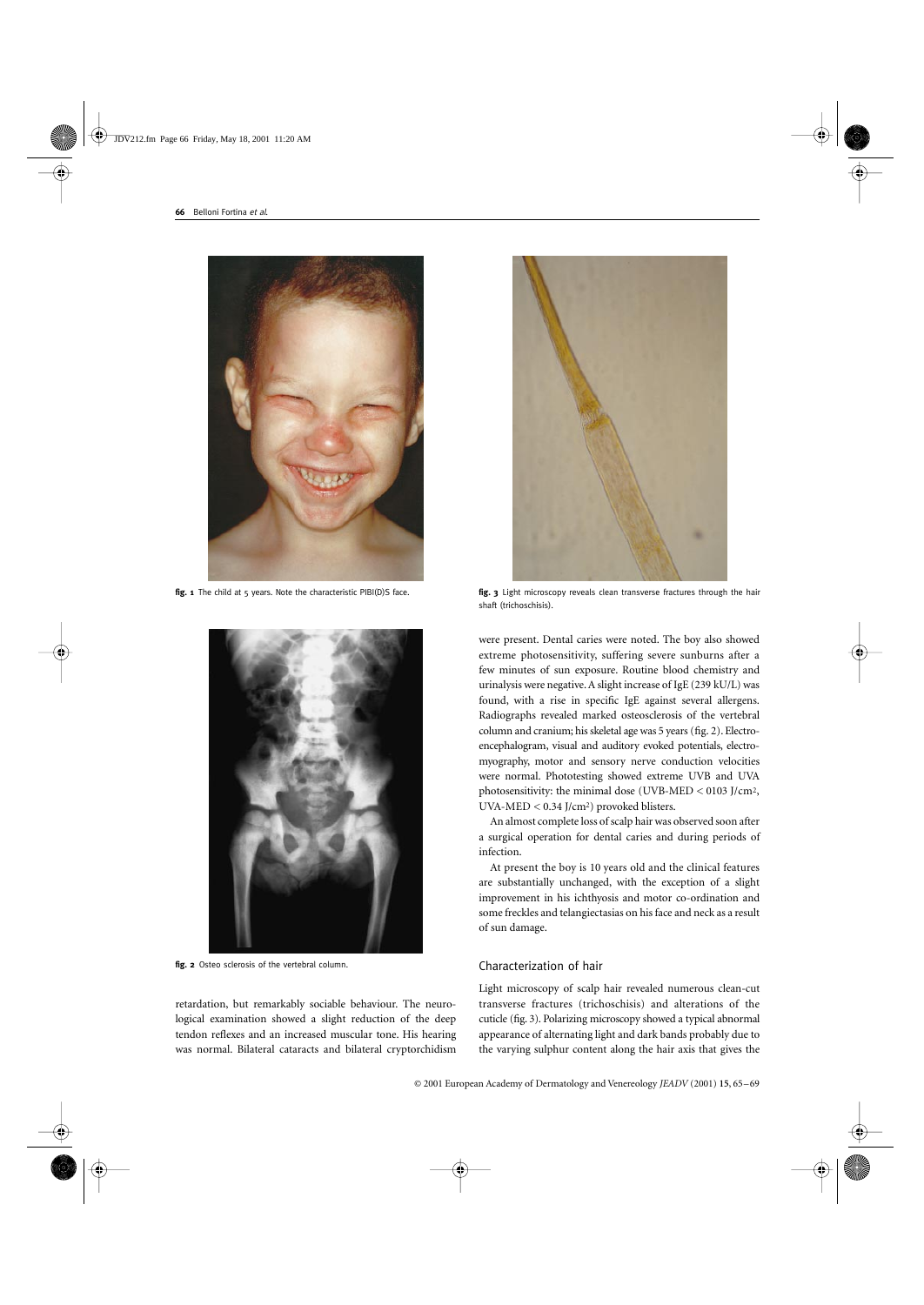fig. 1 The child at 5 years. Note the characteristic PIBI(D)S face.

fig. 2 Osteo sclerosis of the vertebral column.

fig. 3 Light microscopy reveals clean transverse fractures through the hair shaft (trichoschisis).

retardation, but remarkably sociable behaviour. The neurological examination showed a slight reduction of the deep tendon reflexes and an increased muscular tone. His hearing was normal. Bilateral cataracts and bilateral cryptorchidism were present. Dental caries were noted. The boy also showed extreme photosensitivity, suffering severe sunburns after a few minutes of sun exposure. Routine blood chemistry and urinalysis were negative. A slight increase of IgE (239 kU/L) was found, with a rise in specific IgE against several allergens. Radiographs revealed marked osteosclerosis of the vertebral column and cranium; his skeletal age was 5 years (fig. 2). Electroencephalogram, visual and auditory evoked potentials, electromyography, motor and sensory nerve conduction velocities were normal. Phototesting showed extreme UVB and UVA photosensitivity: the minimal dose (UVB-MED < 0103 J/cm$^2$, UVA-MED < 0.34 J/cm$^2$) provoked blisters.

An almost complete loss of scalp hair was observed soon after a surgical operation for dental caries and during periods of infection.

At present the boy is 10 years old and the clinical features are substantially unchanged, with the exception of a slight improvement in his ichthyosis and motor co-ordination and some freckles and telangiectasias on his face and neck as a result of sun damage.

## Characterization of hair

Light microscopy of scalp hair revealed numerous clean-cut transverse fractures (trichoschisis) and alterations of the cuticle (fig. 3). Polarizing microscopy showed a typical abnormal appearance of alternating light and dark bands probably due to the varying sulphur content along the hair axis that gives the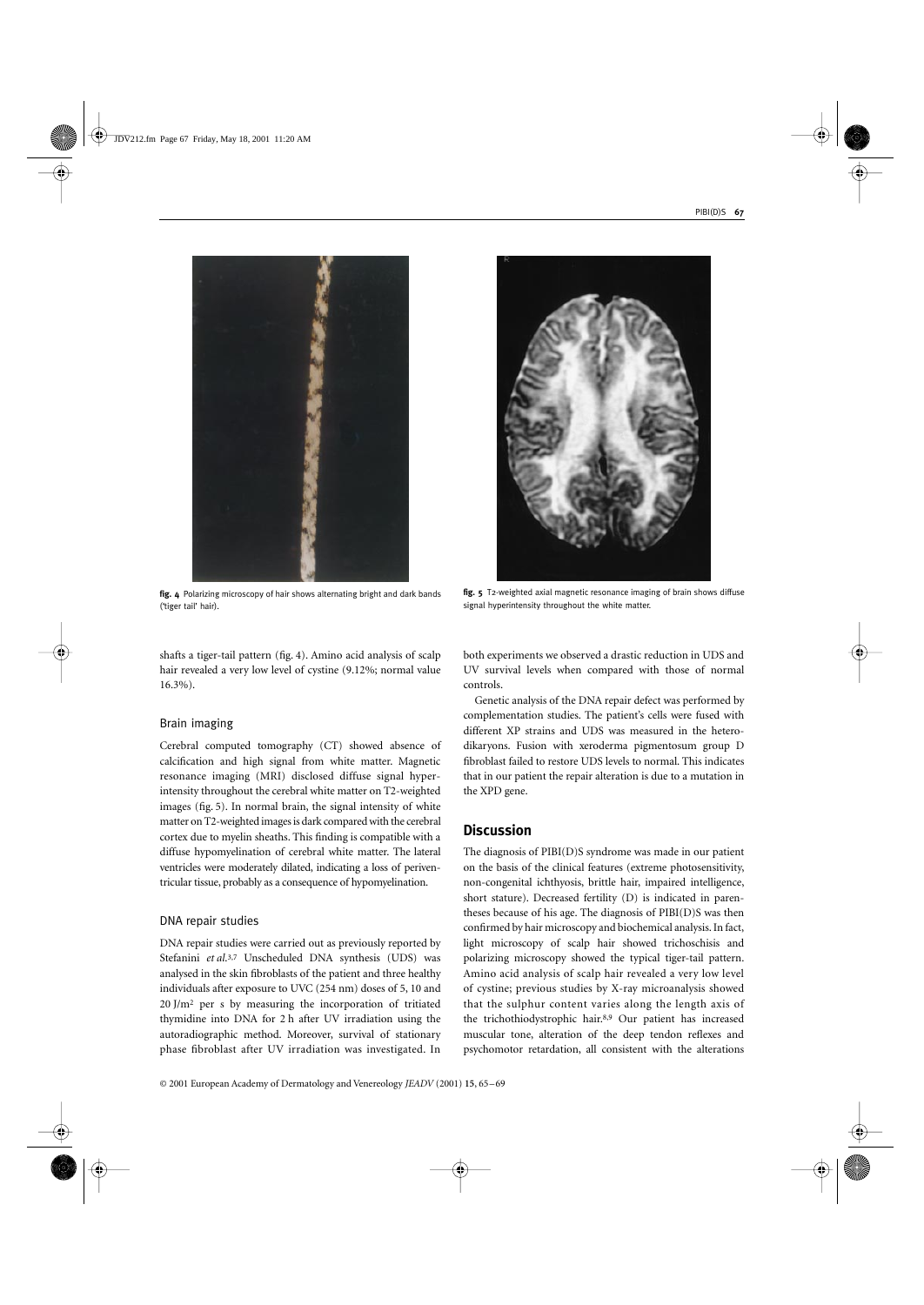fig. 4 Polarizing microscopy of hair shows alternating bright and dark bands ('tiger tail' hair).

fig. 5 T2-weighted axial magnetic resonance imaging of brain shows diffuse signal hyperintensity throughout the white matter.

shafts a tiger-tail pattern (fig. 4). Amino acid analysis of scalp hair revealed a very low level of cystine (9.12%; normal value 16.3%).

### Brain imaging

Cerebral computed tomography (CT) showed absence of calcification and high signal from white matter. Magnetic resonance imaging (MRI) disclosed diffuse signal hyperintensity throughout the cerebral white matter on T2-weighted images (fig. 5). In normal brain, the signal intensity of white matter on T2-weighted images is dark compared with the cerebral cortex due to myelin sheaths. This finding is compatible with a diffuse hypomyelination of cerebral white matter. The lateral ventricles were moderately dilated, indicating a loss of periventricular tissue, probably as a consequence of hypomyelination.

### DNA repair studies

DNA repair studies were carried out as previously reported by Stefanini *et al.*[3,7] Unscheduled DNA synthesis (UDS) was analysed in the skin fibroblasts of the patient and three healthy individuals after exposure to UVC (254 nm) doses of 5, 10 and 20 J/m$^2$ per s by measuring the incorporation of tritiated thymidine into DNA for 2 h after UV irradiation using the autoradiographic method. Moreover, survival of stationary phase fibroblast after UV irradiation was investigated. In both experiments we observed a drastic reduction in UDS and UV survival levels when compared with those of normal controls.

Genetic analysis of the DNA repair defect was performed by complementation studies. The patient's cells were fused with different XP strains and UDS was measured in the heterodikaryons. Fusion with xeroderma pigmentosum group D fibroblast failed to restore UDS levels to normal. This indicates that in our patient the repair alteration is due to a mutation in the XPD gene.

## Discussion

The diagnosis of PIBI(D)S syndrome was made in our patient on the basis of the clinical features (extreme photosensitivity, non-congenital ichthyosis, brittle hair, impaired intelligence, short stature). Decreased fertility (D) is indicated in parentheses because of his age. The diagnosis of PIBI(D)S was then confirmed by hair microscopy and biochemical analysis. In fact, light microscopy of scalp hair showed trichoschisis and polarizing microscopy showed the typical tiger-tail pattern. Amino acid analysis of scalp hair revealed a very low level of cystine; previous studies by X-ray microanalysis showed that the sulphur content varies along the length axis of the trichothiodystrophic hair.[8,9] Our patient has increased muscular tone, alteration of the deep tendon reflexes and psychomotor retardation, all consistent with the alterations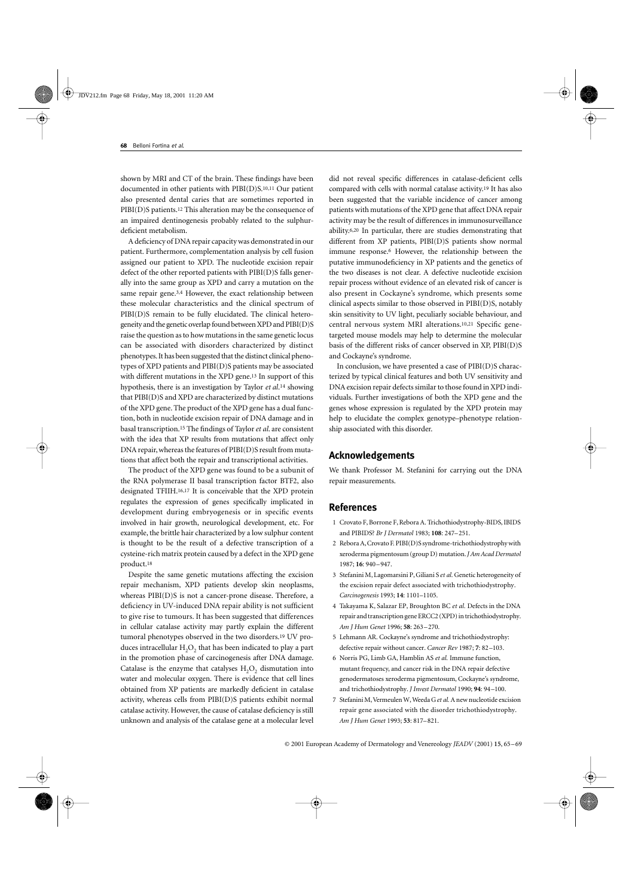shown by MRI and CT of the brain. These findings have been documented in other patients with PIBI(D)S.[10,11] Our patient also presented dental caries that are sometimes reported in PIBI(D)S patients.[12] This alteration may be the consequence of an impaired dentinogenesis probably related to the sulphur-deficient metabolism.

A deficiency of DNA repair capacity was demonstrated in our patient. Furthermore, complementation analysis by cell fusion assigned our patient to XPD. The nucleotide excision repair defect of the other reported patients with PIBI(D)S falls generally into the same group as XPD and carry a mutation on the same repair gene.[3,4] However, the exact relationship between these molecular characteristics and the clinical spectrum of PIBI(D)S remain to be fully elucidated. The clinical heterogeneity and the genetic overlap found between XPD and PIBI(D)S raise the question as to how mutations in the same genetic locus can be associated with disorders characterized by distinct phenotypes. It has been suggested that the distinct clinical phenotypes of XPD patients and PIBI(D)S patients may be associated with different mutations in the XPD gene.[13] In support of this hypothesis, there is an investigation by Taylor *et al.*[14] showing that PIBI(D)S and XPD are characterized by distinct mutations of the XPD gene. The product of the XPD gene has a dual function, both in nucleotide excision repair of DNA damage and in basal transcription.[15] The findings of Taylor *et al.* are consistent with the idea that XP results from mutations that affect only DNA repair, whereas the features of PIBI(D)S result from mutations that affect both the repair and transcriptional activities.

The product of the XPD gene was found to be a subunit of the RNA polymerase II basal transcription factor BTF2, also designated TFIIH.[16,17] It is conceivable that the XPD protein regulates the expression of genes specifically implicated in development during embryogenesis or in specific events involved in hair growth, neurological development, etc. For example, the brittle hair characterized by a low sulphur content is thought to be the result of a defective transcription of a cysteine-rich matrix protein caused by a defect in the XPD gene product.[18]

Despite the same genetic mutations affecting the excision repair mechanism, XPD patients develop skin neoplasms, whereas PIBI(D)S is not a cancer-prone disease. Therefore, a deficiency in UV-induced DNA repair ability is not sufficient to give rise to tumours. It has been suggested that differences in cellular catalase activity may partly explain the different tumoral phenotypes observed in the two disorders.[19] UV produces intracellular $H_2O_2$ that has been indicated to play a part in the promotion phase of carcinogenesis after DNA damage. Catalase is the enzyme that catalyses $H_2O_2$ dismutation into water and molecular oxygen. There is evidence that cell lines obtained from XP patients are markedly deficient in catalase activity, whereas cells from PIBI(D)S patients exhibit normal catalase activity. However, the cause of catalase deficiency is still unknown and analysis of the catalase gene at a molecular level did not reveal specific differences in catalase-deficient cells compared with cells with normal catalase activity.[19] It has also been suggested that the variable incidence of cancer among patients with mutations of the XPD gene that affect DNA repair activity may be the result of differences in immunosurveillance ability.[6,20] In particular, there are studies demonstrating that different from XP patients, PIBI(D)S patients show normal immune response.[6] However, the relationship between the putative immunodeficiency in XP patients and the genetics of the two diseases is not clear. A defective nucleotide excision repair process without evidence of an elevated risk of cancer is also present in Cockayne's syndrome, which presents some clinical aspects similar to those observed in PIBI(D)S, notably skin sensitivity to UV light, peculiarly sociable behaviour, and central nervous system MRI alterations.[10,21] Specific gene-targeted mouse models may help to determine the molecular basis of the different risks of cancer observed in XP, PIBI(D)S and Cockayne's syndrome.

In conclusion, we have presented a case of PIBI(D)S characterized by typical clinical features and both UV sensitivity and DNA excision repair defects similar to those found in XPD individuals. Further investigations of both the XPD gene and the genes whose expression is regulated by the XPD protein may help to elucidate the complex genotype–phenotype relationship associated with this disorder.

## Acknowledgements

We thank Professor M. Stefanini for carrying out the DNA repair measurements.

## References

1. Crovato F, Borrone F, Rebora A. Trichothiodystrophy-BIDS, IBIDS and PIBIDS? *Br J Dermatol* 1983; **108**: 247–251.
2. Rebora A, Crovato F. PIBI(D)S syndrome-trichothiodystrophy with xeroderma pigmentosum (group D) mutation. *J Am Acad Dermatol* 1987; **16**: 940–947.
3. Stefanini M, Lagomarsini P, Giliani S *et al.* Genetic heterogeneity of the excision repair defect associated with trichothiodystrophy. *Carcinogenesis* 1993; **14**: 1101–1105.
4. Takayama K, Salazar EP, Broughton BC *et al.* Defects in the DNA repair and transcription gene ERCC2 (XPD) in trichothiodystrophy. *Am J Hum Genet* 1996; **58**: 263–270.
5. Lehmann AR. Cockayne's syndrome and trichothiodystrophy: defective repair without cancer. *Cancer Rev* 1987; **7**: 82–103.
6. Norris PG, Limb GA, Hamblin AS *et al.* Immune function, mutant frequency, and cancer risk in the DNA repair defective genodermatoses xeroderma pigmentosum, Cockayne's syndrome, and trichothiodystrophy. *J Invest Dermatol* 1990; **94**: 94–100.
7. Stefanini M, Vermeulen W, Weeda G *et al.* A new nucleotide excision repair gene associated with the disorder trichothiodystrophy. *Am J Hum Genet* 1993; **53**: 817–821.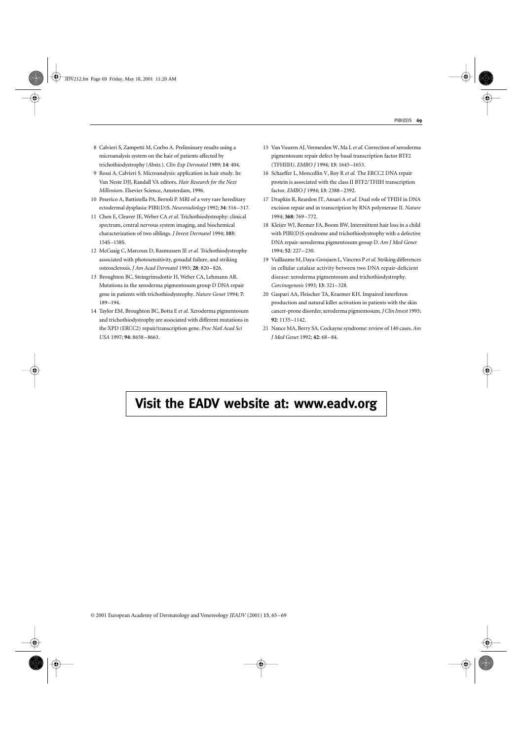8 Calvieri S, Zampetti M, Corbo A. Preliminary results using a microanalysis system on the hair of patients affected by trichothiodystrophy (Abstr.). *Clin Exp Dermatol* 1989; **14**: 404.

9 Rossi A, Calvieri S. Microanalysis: application in hair study. In: Van Neste DJJ, Randall VA editors. *Hair Research for the Next Millenium*. Elsevier Science, Amsterdam, 1996.

10 Peserico A, Battistella PA, Bertoli P. MRI of a very rare hereditary ectodermal dysplasia: PIBI(D)S. *Neuroradiology* 1992; **34**: 316–317.

11 Chen E, Cleaver JE, Weber CA *et al.* Trichothiodystrophy: clinical spectrum, central nervous system imaging, and biochemical characterization of two siblings. *J Invest Dermatol* 1994; **103**: 154S–158S.

12 McCuaig C, Marcoux D, Rasmussen JE *et al.* Trichothiodystrophy associated with photosensitivity, gonadal failure, and striking osteosclerosis. *J Am Acad Dermatol* 1993; **28**: 820–826.

13 Broughton BC, Steingrimsdottir H, Weber CA, Lehmann AR. Mutations in the xeroderma pigmentosum group D DNA repair gene in patients with trichothiodystrophy. *Nature Genet* 1994; **7**: 189–194.

14 Taylor EM, Broughton BC, Botta E *et al.* Xeroderma pigmentosum and trichothiodystrophy are associated with different mutations in the XPD (ERCC2) repair/transcription gene. *Proc Natl Acad Sci USA* 1997; **94**: 8658–8663.

15 Van Vuuren AJ, Vermeulen W, Ma L *et al.* Correction of xeroderma pigmentosum repair defect by basal transcription factor BTF2 (TFHIIH). *EMBO J* 1994; **13**: 1645–1653.

16 Schaeffer L, Moncollin V, Roy R *et al.* The ERCC2 DNA repair protein is associated with the class II BTF2/TFIIH transcription factor. *EMBO J* 1994; **13**: 2388–2392.

17 Drapkin R, Reardon JT, Ansari A *et al.* Dual role of TFIIH in DNA excision repair and in transcription by RNA polymerase II. *Nature* 1994; **368**: 769–772.

18 Kleijer WJ, Beemer FA, Boom BW. Intermittent hair loss in a child with PIBI(D)S syndrome and trichothiodystrophy with a defective DNA repair-xeroderma pigmentosum group D. *Am J Med Genet* 1994; **52**: 227–230.

19 Vuillaume M, Daya-Grosjaen L, Vincens P *et al.* Striking differences in cellular catalase activity between two DNA repair-deficient disease: xeroderma pigmentosum and trichothiodystrophy. *Carcinogenesis* 1993; **13**: 321–328.

20 Gaspari AA, Fleischer TA, Kraemer KH. Impaired interferon production and natural killer activation in patients with the skin cancer-prone disorder, xeroderma pigmentosum. *J Clin Invest* 1993; **92**: 1135–1142.

21 Nance MA, Berry SA. Cockayne syndrome: review of 140 cases. *Am J Med Genet* 1992; **42**: 68–84.

**Visit the EADV website at: www.eadv.org**